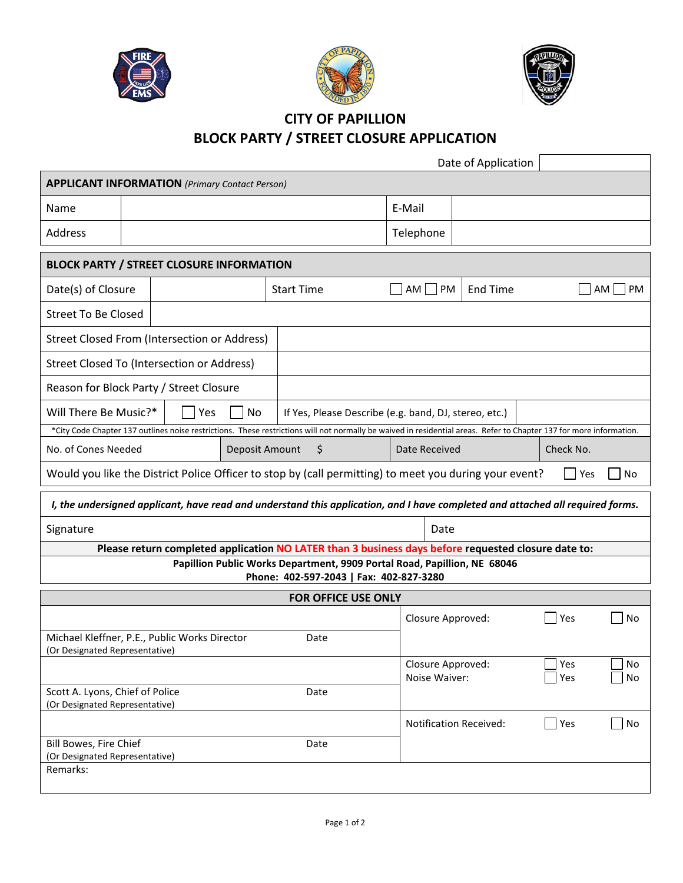# CITY OF PAPILLION

## BLOCK PARTY / STREET CLOSURE APPLICATION

| Date of Application | |
|---|---|

| **APPLICANT INFORMATION** *(Primary Contact Person)* | | | |
|---|---|---|---|
| Name | | E-Mail | |
| Address | | Telephone | |

| **BLOCK PARTY / STREET CLOSURE INFORMATION** | | | | | |
|---|---|---|---|---|---|
| Date(s) of Closure | | Start Time | ☐ AM ☐ PM | End Time | ☐ AM ☐ PM |
| Street To Be Closed | | | | | |
| Street Closed From (Intersection or Address) | | | | | |
| Street Closed To (Intersection or Address) | | | | | |
| Reason for Block Party / Street Closure | | | | | |
| Will There Be Music?* | ☐ Yes ☐ No | If Yes, Please Describe (e.g. band, DJ, stereo, etc.) | | | |

*City Code Chapter 137 outlines noise restrictions. These restrictions will not normally be waived in residential areas. Refer to Chapter 137 for more information.

| No. of Cones Needed | Deposit Amount $ | Date Received | Check No. |
|---|---|---|---|

Would you like the District Police Officer to stop by (call permitting) to meet you during your event? ☐ Yes ☐ No

***I, the undersigned applicant, have read and understand this application, and I have completed and attached all required forms.***

| Signature | Date |
|---|---|

**Please return completed application NO LATER than 3 business days before requested closure date to:**

**Papillion Public Works Department, 9909 Portal Road, Papillion, NE 68046**
**Phone: 402-597-2043 | Fax: 402-827-3280**

### FOR OFFICE USE ONLY

| | | | |
|---|---|---|---|
| Michael Kleffner, P.E., Public Works Director (Or Designated Representative) | Date | Closure Approved: | ☐ Yes ☐ No |
| Scott A. Lyons, Chief of Police (Or Designated Representative) | Date | Closure Approved: <br> Noise Waiver: | ☐ Yes ☐ No <br> ☐ Yes ☐ No |
| Bill Bowes, Fire Chief (Or Designated Representative) | Date | Notification Received: | ☐ Yes ☐ No |

Remarks: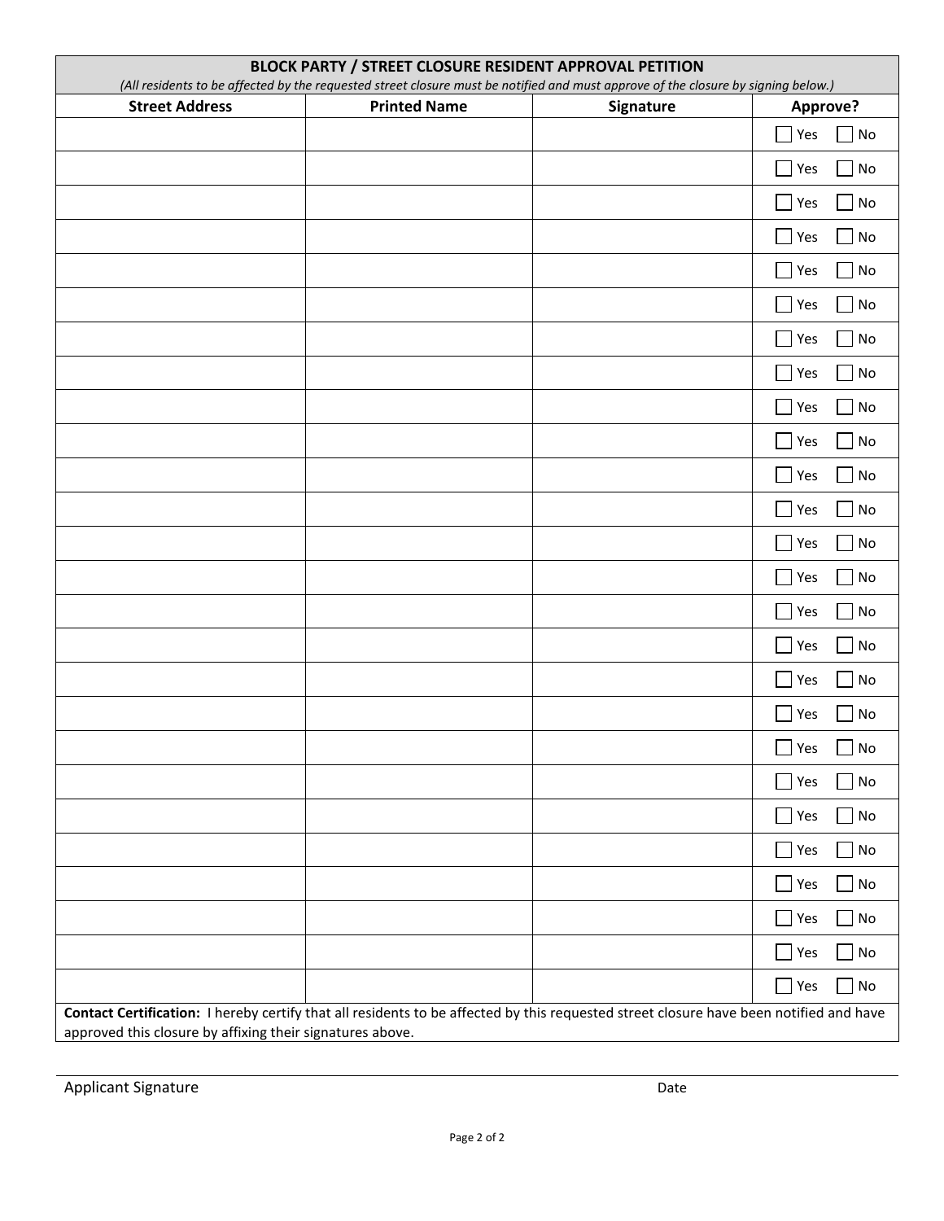**BLOCK PARTY / STREET CLOSURE RESIDENT APPROVAL PETITION**

*(All residents to be affected by the requested street closure must be notified and must approve of the closure by signing below.)*

| Street Address | Printed Name | Signature | Approve? |
|---|---|---|---|
| | | | ☐ Yes ☐ No |
| | | | ☐ Yes ☐ No |
| | | | ☐ Yes ☐ No |
| | | | ☐ Yes ☐ No |
| | | | ☐ Yes ☐ No |
| | | | ☐ Yes ☐ No |
| | | | ☐ Yes ☐ No |
| | | | ☐ Yes ☐ No |
| | | | ☐ Yes ☐ No |
| | | | ☐ Yes ☐ No |
| | | | ☐ Yes ☐ No |
| | | | ☐ Yes ☐ No |
| | | | ☐ Yes ☐ No |
| | | | ☐ Yes ☐ No |
| | | | ☐ Yes ☐ No |
| | | | ☐ Yes ☐ No |
| | | | ☐ Yes ☐ No |
| | | | ☐ Yes ☐ No |
| | | | ☐ Yes ☐ No |
| | | | ☐ Yes ☐ No |
| | | | ☐ Yes ☐ No |
| | | | ☐ Yes ☐ No |
| | | | ☐ Yes ☐ No |
| | | | ☐ Yes ☐ No |
| | | | ☐ Yes ☐ No |
| | | | ☐ Yes ☐ No |

**Contact Certification:** I hereby certify that all residents to be affected by this requested street closure have been notified and have approved this closure by affixing their signatures above.

Applicant Signature Date